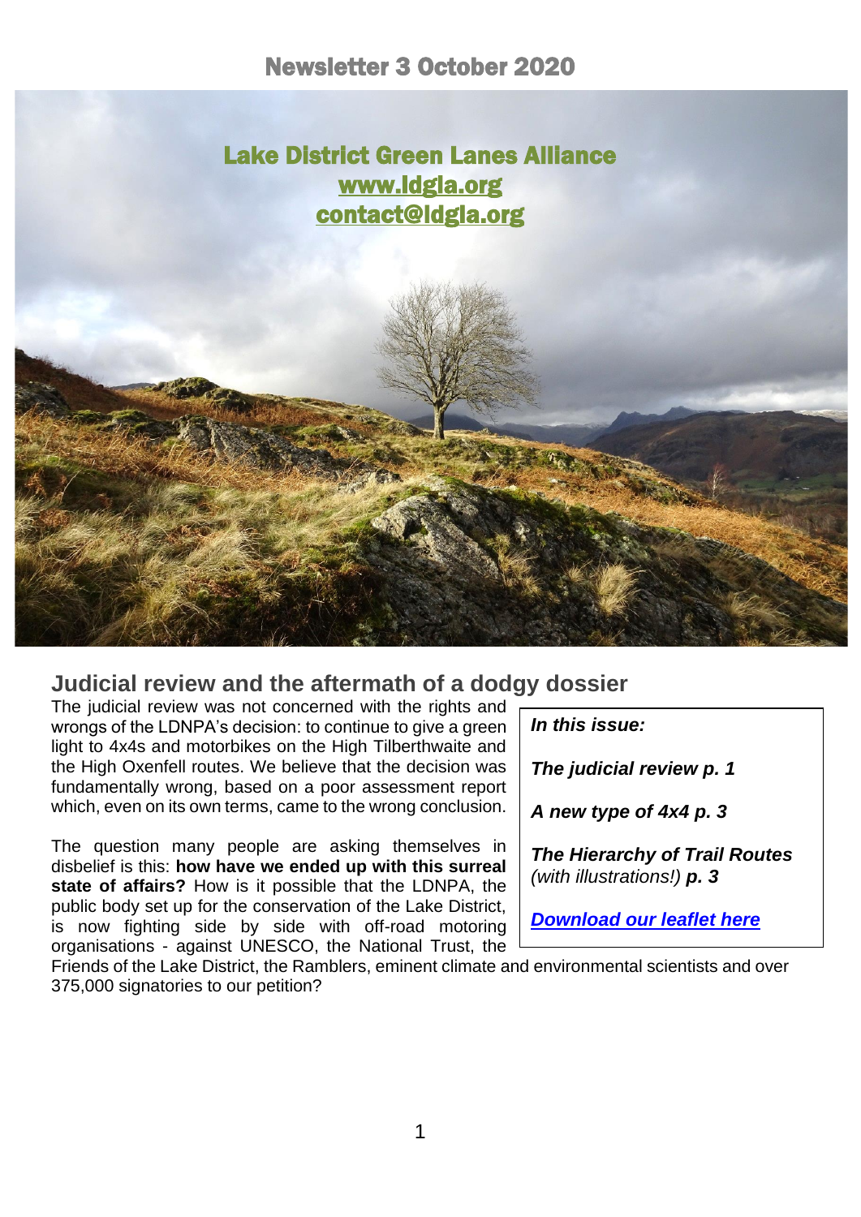# Newsletter 3 October 2020

## Lake District Green Lanes Alliance

www.ldgla.org

contact@ldgla.org

## Judicial review and the aftermath of a dodgy dossier

The judicial review was not concerned with the rights and wrongs of the LDNPA's decision: to continue to give a green light to 4x4s and motorbikes on the High Tilberthwaite and the High Oxenfell routes. We believe that the decision was fundamentally wrong, based on a poor assessment report which, even on its own terms, came to the wrong conclusion.

The question many people are asking themselves in disbelief is this: **how have we ended up with this surreal state of affairs?** How is it possible that the LDNPA, the public body set up for the conservation of the Lake District, is now fighting side by side with off-road motoring organisations - against UNESCO, the National Trust, the Friends of the Lake District, the Ramblers, eminent climate and environmental scientists and over 375,000 signatories to our petition?

> ***In this issue:***
>
> ***The judicial review p. 1***
>
> ***A new type of 4x4 p. 3***
>
> ***The Hierarchy of Trail Routes*** *(with illustrations!)* ***p. 3***
>
> ***Download our leaflet here***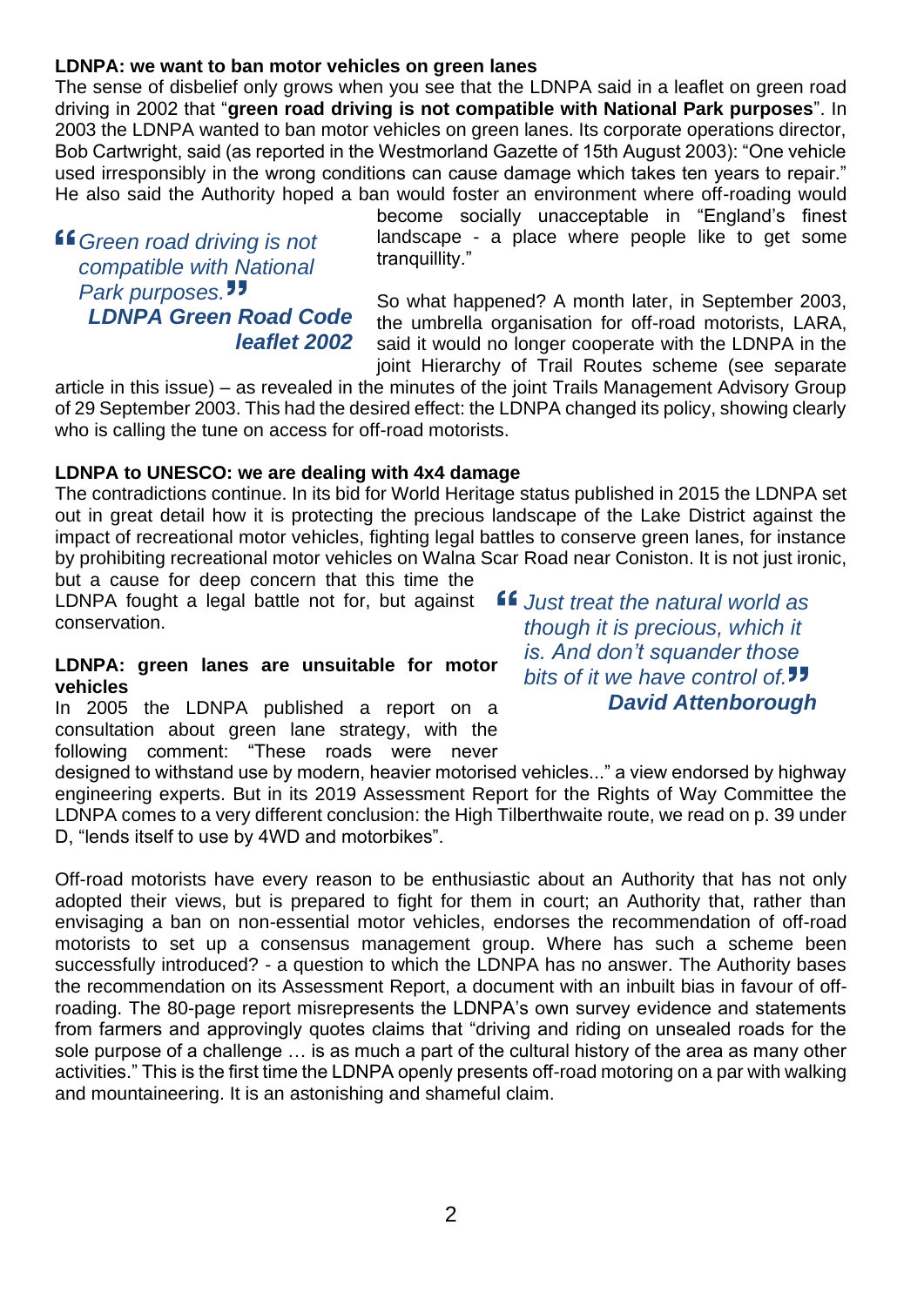**LDNPA: we want to ban motor vehicles on green lanes**

The sense of disbelief only grows when you see that the LDNPA said in a leaflet on green road driving in 2002 that "**green road driving is not compatible with National Park purposes**". In 2003 the LDNPA wanted to ban motor vehicles on green lanes. Its corporate operations director, Bob Cartwright, said (as reported in the Westmorland Gazette of 15th August 2003): "One vehicle used irresponsibly in the wrong conditions can cause damage which takes ten years to repair." He also said the Authority hoped a ban would foster an environment where off-roading would become socially unacceptable in "England's finest landscape - a place where people like to get some tranquillity."

> *"Green road driving is not compatible with National Park purposes."*
> ***LDNPA Green Road Code leaflet 2002***

So what happened? A month later, in September 2003, the umbrella organisation for off-road motorists, LARA, said it would no longer cooperate with the LDNPA in the joint Hierarchy of Trail Routes scheme (see separate article in this issue) – as revealed in the minutes of the joint Trails Management Advisory Group of 29 September 2003. This had the desired effect: the LDNPA changed its policy, showing clearly who is calling the tune on access for off-road motorists.

**LDNPA to UNESCO: we are dealing with 4x4 damage**

The contradictions continue. In its bid for World Heritage status published in 2015 the LDNPA set out in great detail how it is protecting the precious landscape of the Lake District against the impact of recreational motor vehicles, fighting legal battles to conserve green lanes, for instance by prohibiting recreational motor vehicles on Walna Scar Road near Coniston. It is not just ironic, but a cause for deep concern that this time the LDNPA fought a legal battle not for, but against conservation.

> *"Just treat the natural world as though it is precious, which it is. And don't squander those bits of it we have control of."*
> ***David Attenborough***

**LDNPA: green lanes are unsuitable for motor vehicles**

In 2005 the LDNPA published a report on a consultation about green lane strategy, with the following comment: "These roads were never designed to withstand use by modern, heavier motorised vehicles..." a view endorsed by highway engineering experts. But in its 2019 Assessment Report for the Rights of Way Committee the LDNPA comes to a very different conclusion: the High Tilberthwaite route, we read on p. 39 under D, "lends itself to use by 4WD and motorbikes".

Off-road motorists have every reason to be enthusiastic about an Authority that has not only adopted their views, but is prepared to fight for them in court; an Authority that, rather than envisaging a ban on non-essential motor vehicles, endorses the recommendation of off-road motorists to set up a consensus management group. Where has such a scheme been successfully introduced? - a question to which the LDNPA has no answer. The Authority bases the recommendation on its Assessment Report, a document with an inbuilt bias in favour of off-roading. The 80-page report misrepresents the LDNPA's own survey evidence and statements from farmers and approvingly quotes claims that "driving and riding on unsealed roads for the sole purpose of a challenge … is as much a part of the cultural history of the area as many other activities." This is the first time the LDNPA openly presents off-road motoring on a par with walking and mountaineering. It is an astonishing and shameful claim.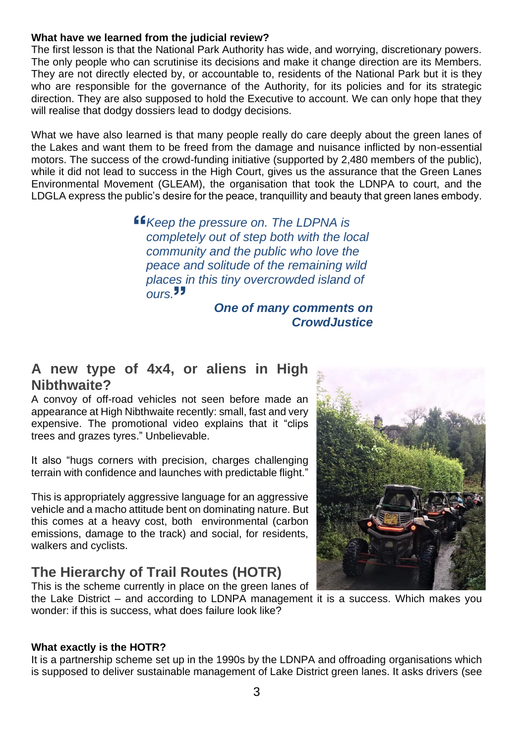**What have we learned from the judicial review?**
The first lesson is that the National Park Authority has wide, and worrying, discretionary powers. The only people who can scrutinise its decisions and make it change direction are its Members. They are not directly elected by, or accountable to, residents of the National Park but it is they who are responsible for the governance of the Authority, for its policies and for its strategic direction. They are also supposed to hold the Executive to account. We can only hope that they will realise that dodgy dossiers lead to dodgy decisions.

What we have also learned is that many people really do care deeply about the green lanes of the Lakes and want them to be freed from the damage and nuisance inflicted by non-essential motors. The success of the crowd-funding initiative (supported by 2,480 members of the public), while it did not lead to success in the High Court, gives us the assurance that the Green Lanes Environmental Movement (GLEAM), the organisation that took the LDNPA to court, and the LDGLA express the public's desire for the peace, tranquillity and beauty that green lanes embody.

> *"Keep the pressure on. The LDPNA is completely out of step both with the local community and the public who love the peace and solitude of the remaining wild places in this tiny overcrowded island of ours."*
>
> ***One of many comments on CrowdJustice***

## A new type of 4x4, or aliens in High Nibthwaite?

A convoy of off-road vehicles not seen before made an appearance at High Nibthwaite recently: small, fast and very expensive. The promotional video explains that it "clips trees and grazes tyres." Unbelievable.

It also "hugs corners with precision, charges challenging terrain with confidence and launches with predictable flight."

This is appropriately aggressive language for an aggressive vehicle and a macho attitude bent on dominating nature. But this comes at a heavy cost, both environmental (carbon emissions, damage to the track) and social, for residents, walkers and cyclists.

## The Hierarchy of Trail Routes (HOTR)

This is the scheme currently in place on the green lanes of the Lake District – and according to LDNPA management it is a success. Which makes you wonder: if this is success, what does failure look like?

**What exactly is the HOTR?**
It is a partnership scheme set up in the 1990s by the LDNPA and offroading organisations which is supposed to deliver sustainable management of Lake District green lanes. It asks drivers (see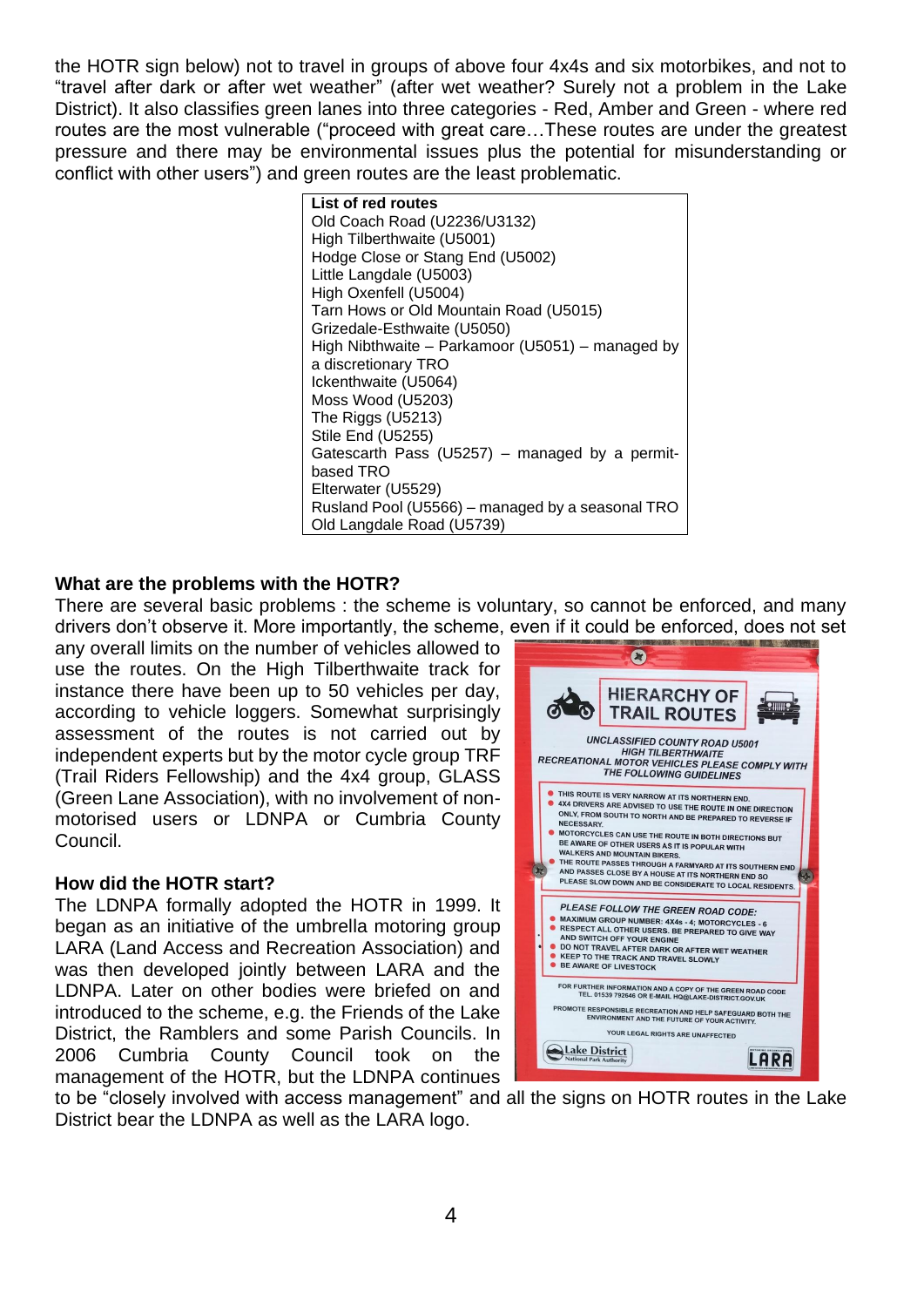the HOTR sign below) not to travel in groups of above four 4x4s and six motorbikes, and not to "travel after dark or after wet weather" (after wet weather? Surely not a problem in the Lake District). It also classifies green lanes into three categories - Red, Amber and Green - where red routes are the most vulnerable ("proceed with great care…These routes are under the greatest pressure and there may be environmental issues plus the potential for misunderstanding or conflict with other users") and green routes are the least problematic.

| **List of red routes** |
|---|
| Old Coach Road (U2236/U3132) |
| High Tilberthwaite (U5001) |
| Hodge Close or Stang End (U5002) |
| Little Langdale (U5003) |
| High Oxenfell (U5004) |
| Tarn Hows or Old Mountain Road (U5015) |
| Grizedale-Esthwaite (U5050) |
| High Nibthwaite – Parkamoor (U5051) – managed by a discretionary TRO |
| Ickenthwaite (U5064) |
| Moss Wood (U5203) |
| The Riggs (U5213) |
| Stile End (U5255) |
| Gatescarth Pass (U5257) – managed by a permit-based TRO |
| Elterwater (U5529) |
| Rusland Pool (U5566) – managed by a seasonal TRO |
| Old Langdale Road (U5739) |

### What are the problems with the HOTR?

There are several basic problems : the scheme is voluntary, so cannot be enforced, and many drivers don't observe it. More importantly, the scheme, even if it could be enforced, does not set any overall limits on the number of vehicles allowed to use the routes. On the High Tilberthwaite track for instance there have been up to 50 vehicles per day, according to vehicle loggers. Somewhat surprisingly assessment of the routes is not carried out by independent experts but by the motor cycle group TRF (Trail Riders Fellowship) and the 4x4 group, GLASS (Green Lane Association), with no involvement of non-motorised users or LDNPA or Cumbria County Council.

### How did the HOTR start?

The LDNPA formally adopted the HOTR in 1999. It began as an initiative of the umbrella motoring group LARA (Land Access and Recreation Association) and was then developed jointly between LARA and the LDNPA. Later on other bodies were briefed on and introduced to the scheme, e.g. the Friends of the Lake District, the Ramblers and some Parish Councils. In 2006 Cumbria County Council took on the management of the HOTR, but the LDNPA continues to be "closely involved with access management" and all the signs on HOTR routes in the Lake District bear the LDNPA as well as the LARA logo.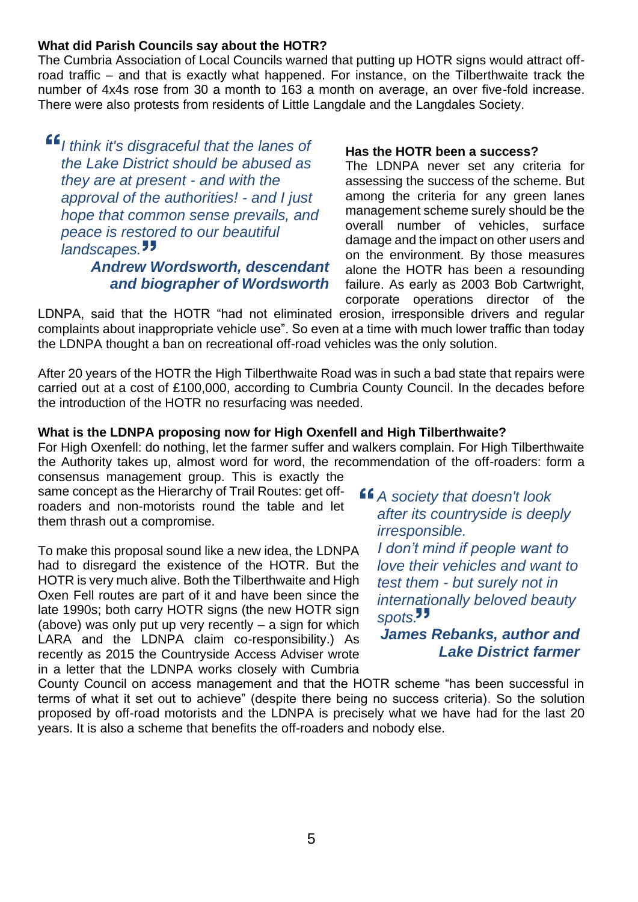**What did Parish Councils say about the HOTR?**

The Cumbria Association of Local Councils warned that putting up HOTR signs would attract off-road traffic – and that is exactly what happened. For instance, on the Tilberthwaite track the number of 4x4s rose from 30 a month to 163 a month on average, an over five-fold increase. There were also protests from residents of Little Langdale and the Langdales Society.

> *"I think it's disgraceful that the lanes of the Lake District should be abused as they are at present - and with the approval of the authorities! - and I just hope that common sense prevails, and peace is restored to our beautiful landscapes."*
>
> ***Andrew Wordsworth, descendant and biographer of Wordsworth***

**Has the HOTR been a success?**

The LDNPA never set any criteria for assessing the success of the scheme. But among the criteria for any green lanes management scheme surely should be the overall number of vehicles, surface damage and the impact on other users and on the environment. By those measures alone the HOTR has been a resounding failure. As early as 2003 Bob Cartwright, corporate operations director of the LDNPA, said that the HOTR "had not eliminated erosion, irresponsible drivers and regular complaints about inappropriate vehicle use". So even at a time with much lower traffic than today the LDNPA thought a ban on recreational off-road vehicles was the only solution.

After 20 years of the HOTR the High Tilberthwaite Road was in such a bad state that repairs were carried out at a cost of £100,000, according to Cumbria County Council. In the decades before the introduction of the HOTR no resurfacing was needed.

**What is the LDNPA proposing now for High Oxenfell and High Tilberthwaite?**

For High Oxenfell: do nothing, let the farmer suffer and walkers complain. For High Tilberthwaite the Authority takes up, almost word for word, the recommendation of the off-roaders: form a consensus management group. This is exactly the same concept as the Hierarchy of Trail Routes: get off-roaders and non-motorists round the table and let them thrash out a compromise.

To make this proposal sound like a new idea, the LDNPA had to disregard the existence of the HOTR. But the HOTR is very much alive. Both the Tilberthwaite and High Oxen Fell routes are part of it and have been since the late 1990s; both carry HOTR signs (the new HOTR sign (above) was only put up very recently – a sign for which LARA and the LDNPA claim co-responsibility.) As recently as 2015 the Countryside Access Adviser wrote in a letter that the LDNPA works closely with Cumbria County Council on access management and that the HOTR scheme "has been successful in terms of what it set out to achieve" (despite there being no success criteria). So the solution proposed by off-road motorists and the LDNPA is precisely what we have had for the last 20 years. It is also a scheme that benefits the off-roaders and nobody else.

> *"A society that doesn't look after its countryside is deeply irresponsible.*
> *I don't mind if people want to love their vehicles and want to test them - but surely not in internationally beloved beauty spots."*
>
> ***James Rebanks, author and Lake District farmer***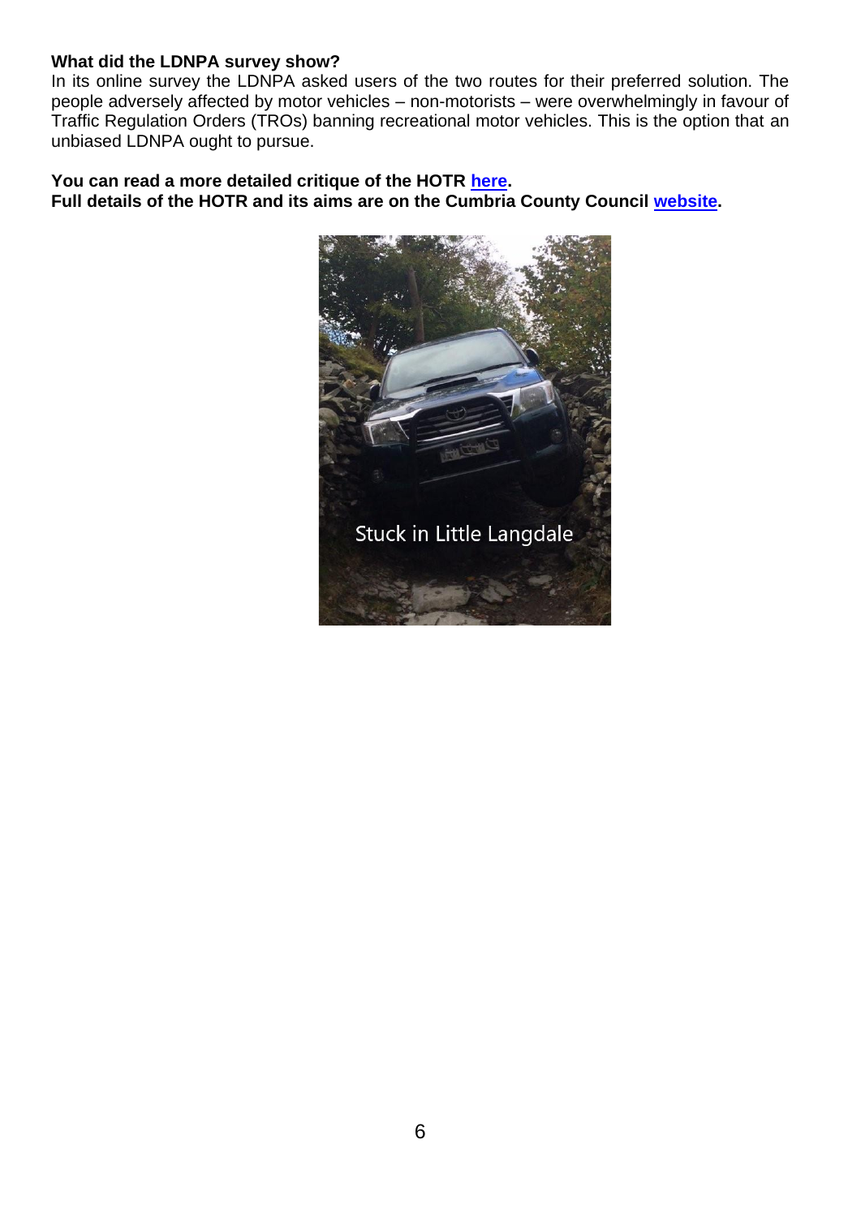**What did the LDNPA survey show?**

In its online survey the LDNPA asked users of the two routes for their preferred solution. The people adversely affected by motor vehicles – non-motorists – were overwhelmingly in favour of Traffic Regulation Orders (TROs) banning recreational motor vehicles. This is the option that an unbiased LDNPA ought to pursue.

**You can read a more detailed critique of the HOTR here.**
**Full details of the HOTR and its aims are on the Cumbria County Council website.**

Stuck in Little Langdale